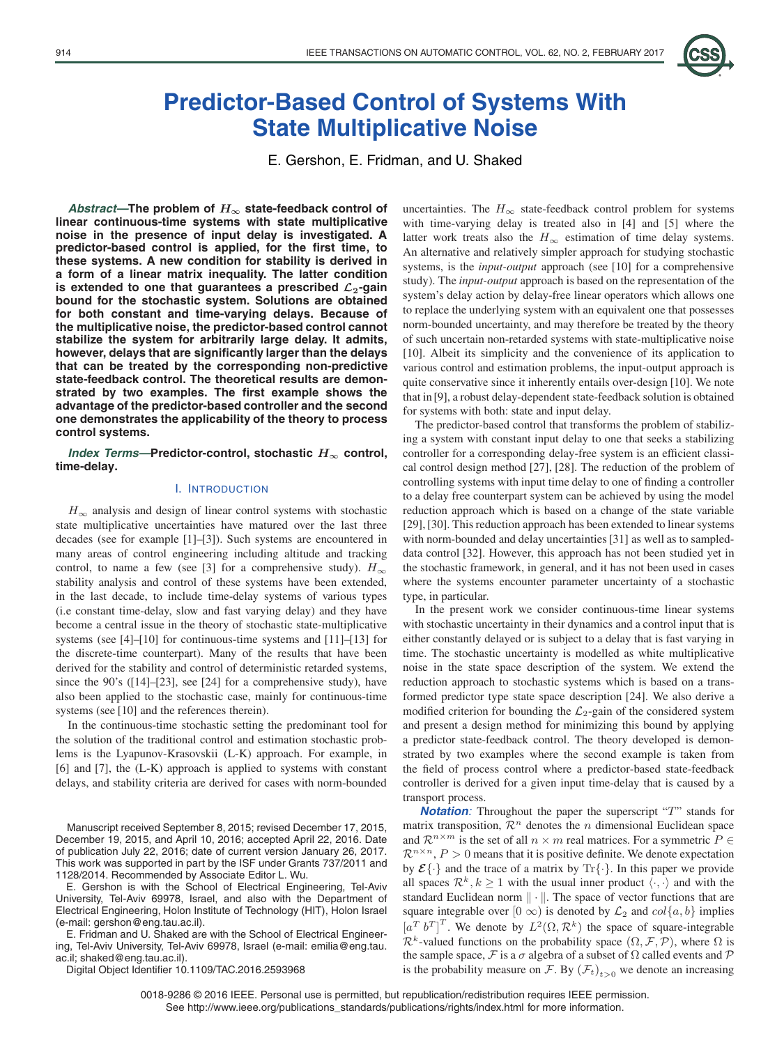# Predictor-Based Control of Systems With State Multiplicative Noise

E. Gershon, E. Fridman, and U. Shaked

***Abstract*—The problem of $H_\infty$ state-feedback control of linear continuous-time systems with state multiplicative noise in the presence of input delay is investigated. A predictor-based control is applied, for the first time, to these systems. A new condition for stability is derived in a form of a linear matrix inequality. The latter condition is extended to one that guarantees a prescribed $\mathcal{L}_2$-gain bound for the stochastic system. Solutions are obtained for both constant and time-varying delays. Because of the multiplicative noise, the predictor-based control cannot stabilize the system for arbitrarily large delay. It admits, however, delays that are significantly larger than the delays that can be treated by the corresponding non-predictive state-feedback control. The theoretical results are demonstrated by two examples. The first example shows the advantage of the predictor-based controller and the second one demonstrates the applicability of the theory to process control systems.**

***Index Terms*—Predictor-control, stochastic $H_\infty$ control, time-delay.**

## I. Introduction

$H_\infty$ analysis and design of linear control systems with stochastic state multiplicative uncertainties have matured over the last three decades (see for example [1]–[3]). Such systems are encountered in many areas of control engineering including altitude and tracking control, to name a few (see [3] for a comprehensive study). $H_\infty$ stability analysis and control of these systems have been extended, in the last decade, to include time-delay systems of various types (i.e constant time-delay, slow and fast varying delay) and they have become a central issue in the theory of stochastic state-multiplicative systems (see [4]–[10] for continuous-time systems and [11]–[13] for the discrete-time counterpart). Many of the results that have been derived for the stability and control of deterministic retarded systems, since the 90's ([14]–[23], see [24] for a comprehensive study), have also been applied to the stochastic case, mainly for continuous-time systems (see [10] and the references therein).

In the continuous-time stochastic setting the predominant tool for the solution of the traditional control and estimation stochastic problems is the Lyapunov-Krasovskii (L-K) approach. For example, in [6] and [7], the (L-K) approach is applied to systems with constant delays, and stability criteria are derived for cases with norm-bounded uncertainties. The $H_\infty$ state-feedback control problem for systems with time-varying delay is treated also in [4] and [5] where the latter work treats also the $H_\infty$ estimation of time delay systems. An alternative and relatively simpler approach for studying stochastic systems, is the *input-output* approach (see [10] for a comprehensive study). The *input-output* approach is based on the representation of the system's delay action by delay-free linear operators which allows one to replace the underlying system with an equivalent one that possesses norm-bounded uncertainty, and may therefore be treated by the theory of such uncertain non-retarded systems with state-multiplicative noise [10]. Albeit its simplicity and the convenience of its application to various control and estimation problems, the input-output approach is quite conservative since it inherently entails over-design [10]. We note that in [9], a robust delay-dependent state-feedback solution is obtained for systems with both: state and input delay.

The predictor-based control that transforms the problem of stabilizing a system with constant input delay to one that seeks a stabilizing controller for a corresponding delay-free system is an efficient classical control design method [27], [28]. The reduction of the problem of controlling systems with input time delay to one of finding a controller to a delay free counterpart system can be achieved by using the model reduction approach which is based on a change of the state variable [29], [30]. This reduction approach has been extended to linear systems with norm-bounded and delay uncertainties [31] as well as to sampled-data control [32]. However, this approach has not been studied yet in the stochastic framework, in general, and it has not been used in cases where the systems encounter parameter uncertainty of a stochastic type, in particular.

In the present work we consider continuous-time linear systems with stochastic uncertainty in their dynamics and a control input that is either constantly delayed or is subject to a delay that is fast varying in time. The stochastic uncertainty is modelled as white multiplicative noise in the state space description of the system. We extend the reduction approach to stochastic systems which is based on a transformed predictor type state space description [24]. We also derive a modified criterion for bounding the $\mathcal{L}_2$-gain of the considered system and present a design method for minimizing this bound by applying a predictor state-feedback control. The theory developed is demonstrated by two examples where the second example is taken from the field of process control where a predictor-based state-feedback controller is derived for a given input time-delay that is caused by a transport process.

***Notation:*** Throughout the paper the superscript "$T$" stands for matrix transposition, $\mathcal{R}^n$ denotes the $n$ dimensional Euclidean space and $\mathcal{R}^{n\times m}$ is the set of all $n \times m$ real matrices. For a symmetric $P \in \mathcal{R}^{n\times n}$, $P > 0$ means that it is positive definite. We denote expectation by $\mathcal{E}\{\cdot\}$ and the trace of a matrix by $\mathrm{Tr}\{\cdot\}$. In this paper we provide all spaces $\mathcal{R}^k, k \geq 1$ with the usual inner product $\langle \cdot, \cdot \rangle$ and with the standard Euclidean norm $\| \cdot \|$. The space of vector functions that are square integrable over $[0\ \infty)$ is denoted by $\mathcal{L}_2$ and $col\{a, b\}$ implies $[a^T\ b^T]^T$. We denote by $L^2(\Omega, \mathcal{R}^k)$ the space of square-integrable $\mathcal{R}^k$-valued functions on the probability space $(\Omega, \mathcal{F}, \mathcal{P})$, where $\Omega$ is the sample space, $\mathcal{F}$ is a $\sigma$ algebra of a subset of $\Omega$ called events and $\mathcal{P}$ is the probability measure on $\mathcal{F}$. By $(\mathcal{F}_t)_{t>0}$ we denote an increasing

Manuscript received September 8, 2015; revised December 17, 2015, December 19, 2015, and April 10, 2016; accepted April 22, 2016. Date of publication July 22, 2016; date of current version January 26, 2017. This work was supported in part by the ISF under Grants 737/2011 and 1128/2014. Recommended by Associate Editor L. Wu.

E. Gershon is with the School of Electrical Engineering, Tel-Aviv University, Tel-Aviv 69978, Israel, and also with the Department of Electrical Engineering, Holon Institute of Technology (HIT), Holon Israel (e-mail: gershon@eng.tau.ac.il).

E. Fridman and U. Shaked are with the School of Electrical Engineering, Tel-Aviv University, Tel-Aviv 69978, Israel (e-mail: emilia@eng.tau.ac.il; shaked@eng.tau.ac.il).

Digital Object Identifier 10.1109/TAC.2016.2593968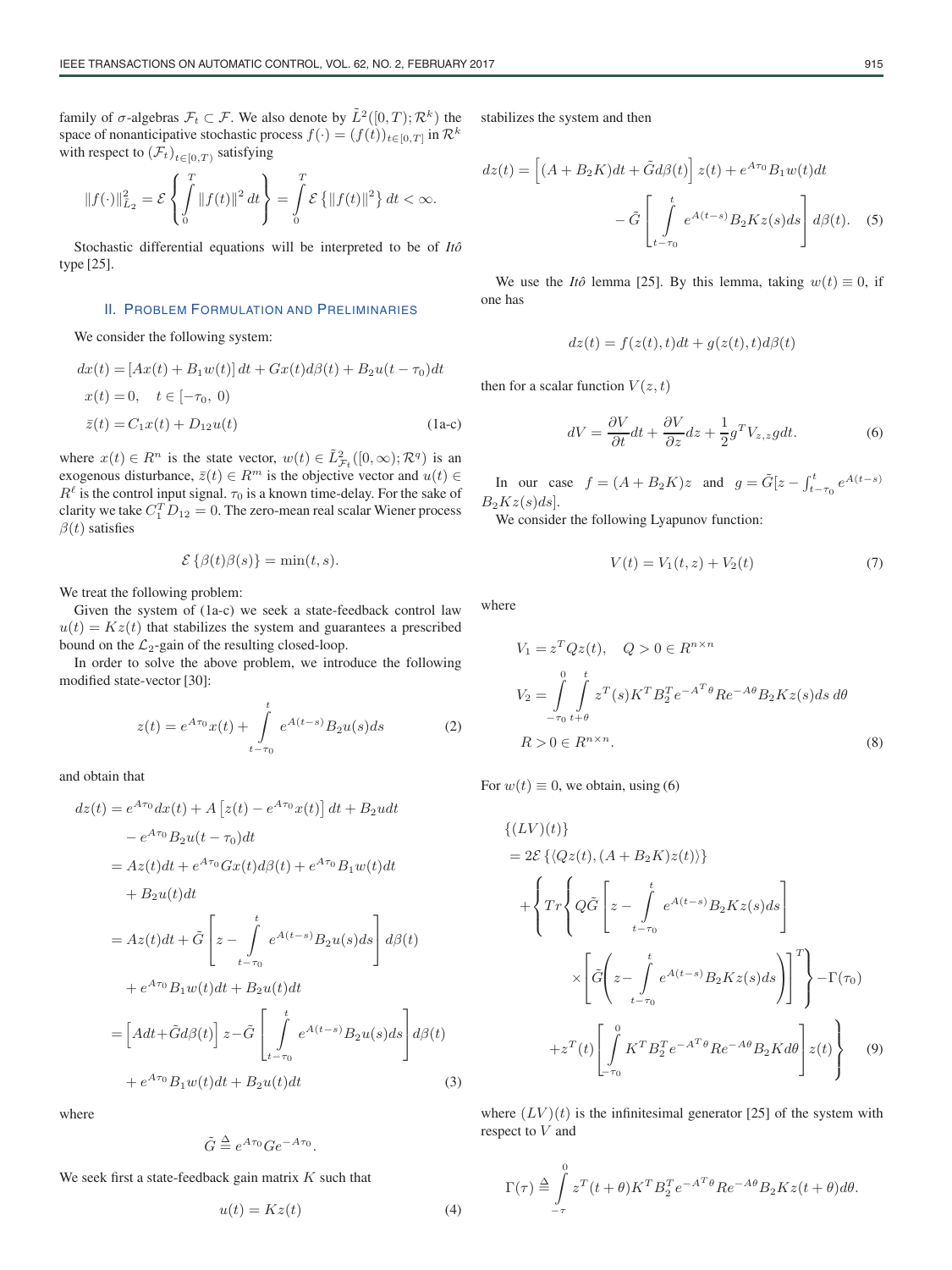family of $\sigma$-algebras $\mathcal{F}_t \subset \mathcal{F}$. We also denote by $\tilde{L}^2([0,T);\mathcal{R}^k)$ the space of nonanticipative stochastic process $f(\cdot) = (f(t))_{t\in[0,T]}$ in $\mathcal{R}^k$ with respect to $(\mathcal{F}_t)_{t\in[0,T)}$ satisfying

$$\|f(\cdot)\|_{\tilde{L}_2}^2 = \mathcal{E}\left\{\int_0^T \|f(t)\|^2\, dt\right\} = \int_0^T \mathcal{E}\left\{\|f(t)\|^2\right\} dt < \infty.$$

Stochastic differential equations will be interpreted to be of *Itô* type [25].

## II. Problem Formulation and Preliminaries

We consider the following system:

$$\begin{aligned}
dx(t) &= [Ax(t) + B_1 w(t)]\, dt + Gx(t) d\beta(t) + B_2 u(t-\tau_0) dt\\
x(t) &= 0, \quad t \in [-\tau_0,\ 0)\\
\bar{z}(t) &= C_1 x(t) + D_{12} u(t)
\end{aligned} \tag{1a-c}$$

where $x(t) \in R^n$ is the state vector, $w(t) \in \tilde{L}^2_{\mathcal{F}_t}([0,\infty);\mathcal{R}^q)$ is an exogenous disturbance, $\bar{z}(t) \in R^m$ is the objective vector and $u(t) \in R^\ell$ is the control input signal. $\tau_0$ is a known time-delay. For the sake of clarity we take $C_1^T D_{12} = 0$. The zero-mean real scalar Wiener process $\beta(t)$ satisfies

$$\mathcal{E}\left\{\beta(t)\beta(s)\right\} = \min(t,s).$$

We treat the following problem:

Given the system of (1a-c) we seek a state-feedback control law $u(t) = Kz(t)$ that stabilizes the system and guarantees a prescribed bound on the $\mathcal{L}_2$-gain of the resulting closed-loop.

In order to solve the above problem, we introduce the following modified state-vector [30]:

$$z(t) = e^{A\tau_0}x(t) + \int_{t-\tau_0}^{t} e^{A(t-s)} B_2 u(s) ds \tag{2}$$

and obtain that

$$\begin{aligned}
dz(t) &= e^{A\tau_0}dx(t) + A\left[z(t) - e^{A\tau_0}x(t)\right] dt + B_2 u dt\\
&\quad - e^{A\tau_0}B_2 u(t-\tau_0) dt\\
&= Az(t)dt + e^{A\tau_0}Gx(t)d\beta(t) + e^{A\tau_0}B_1 w(t)dt\\
&\quad + B_2 u(t)dt\\
&= Az(t)dt + \tilde{G}\left[z - \int_{t-\tau_0}^{t} e^{A(t-s)}B_2 u(s)ds\right] d\beta(t)\\
&\quad + e^{A\tau_0}B_1 w(t)dt + B_2 u(t)dt\\
&= \left[Adt + \tilde{G}d\beta(t)\right] z - \tilde{G}\left[\int_{t-\tau_0}^{t} e^{A(t-s)}B_2 u(s)ds\right] d\beta(t)\\
&\quad + e^{A\tau_0}B_1 w(t)dt + B_2 u(t)dt
\end{aligned} \tag{3}$$

where

$$\tilde{G} \triangleq e^{A\tau_0} G e^{-A\tau_0}.$$

We seek first a state-feedback gain matrix $K$ such that

$$u(t) = Kz(t) \tag{4}$$

stabilizes the system and then

$$\begin{aligned}
dz(t) &= \left[(A + B_2 K)dt + \tilde{G}d\beta(t)\right] z(t) + e^{A\tau_0}B_1 w(t)dt\\
&\quad - \tilde{G}\left[\int_{t-\tau_0}^{t} e^{A(t-s)}B_2 K z(s) ds\right] d\beta(t).
\end{aligned} \tag{5}$$

We use the *Itô* lemma [25]. By this lemma, taking $w(t) \equiv 0$, if one has

$$dz(t) = f(z(t),t)dt + g(z(t),t)d\beta(t)$$

then for a scalar function $V(z,t)$

$$dV = \frac{\partial V}{\partial t}dt + \frac{\partial V}{\partial z}dz + \frac{1}{2}g^T V_{z,z} g dt. \tag{6}$$

In our case $f = (A + B_2 K)z$ and $g = \tilde{G}[z - \int_{t-\tau_0}^{t} e^{A(t-s)} B_2 K z(s) ds]$.

We consider the following Lyapunov function:

$$V(t) = V_1(t,z) + V_2(t) \tag{7}$$

where

$$\begin{aligned}
V_1 &= z^T Q z(t), \quad Q > 0 \in R^{n\times n}\\
V_2 &= \int_{-\tau_0}^{0}\int_{t+\theta}^{t} z^T(s) K^T B_2^T e^{-A^T\theta} R e^{-A\theta} B_2 K z(s) ds\, d\theta\\
R &> 0 \in R^{n\times n}.
\end{aligned} \tag{8}$$

For $w(t) \equiv 0$, we obtain, using (6)

$$\begin{aligned}
&\{(LV)(t)\}\\
&= 2\mathcal{E}\left\{\langle Qz(t), (A + B_2 K)z(t)\rangle\right\}\\
&\quad + \Bigg\{ Tr\Bigg\{ Q\tilde{G}\left[z - \int_{t-\tau_0}^{t} e^{A(t-s)} B_2 K z(s) ds\right]\\
&\quad\quad \times \left[\tilde{G}\left(z - \int_{t-\tau_0}^{t} e^{A(t-s)} B_2 K z(s) ds\right)\right]^T \Bigg\} - \Gamma(\tau_0)\\
&\quad + z^T(t)\left[\int_{-\tau_0}^{0} K^T B_2^T e^{-A^T\theta} R e^{-A\theta} B_2 K d\theta\right] z(t) \Bigg\}
\end{aligned} \tag{9}$$

where $(LV)(t)$ is the infinitesimal generator [25] of the system with respect to $V$ and

$$\Gamma(\tau) \triangleq \int_{-\tau}^{0} z^T(t+\theta) K^T B_2^T e^{-A^T\theta} R e^{-A\theta} B_2 K z(t+\theta) d\theta.$$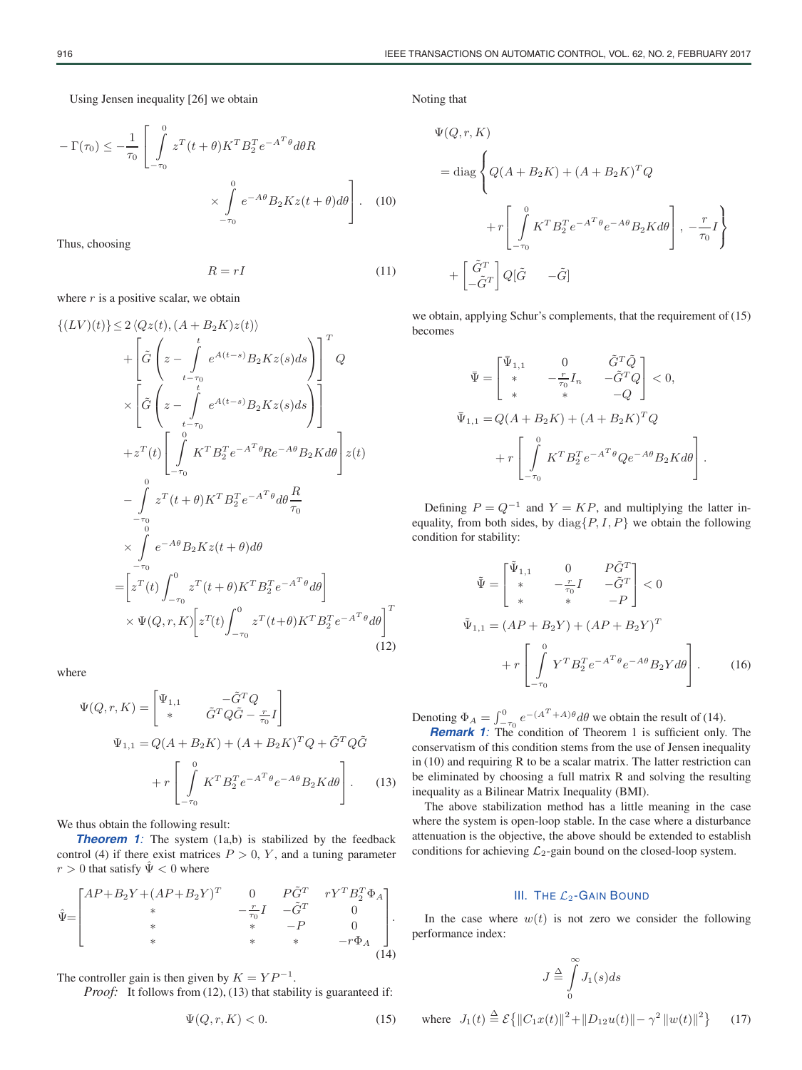Using Jensen inequality [26] we obtain

$$-\Gamma(\tau_0) \le -\frac{1}{\tau_0}\left[\int_{-\tau_0}^{0} z^T(t+\theta)K^T B_2^T e^{-A^T\theta}d\theta R \times \int_{-\tau_0}^{0} e^{-A\theta}B_2 K z(t+\theta)d\theta\right]. \quad (10)$$

Thus, choosing

$$R = rI \quad (11)$$

where $r$ is a positive scalar, we obtain

$$\begin{aligned}\{(LV)(t)\} \le\ & 2\langle Qz(t), (A+B_2K)z(t)\rangle \\ &+ \left[\tilde{G}\left(z - \int_{t-\tau_0}^{t} e^{A(t-s)}B_2Kz(s)ds\right)\right]^T Q \\ &\times \left[\tilde{G}\left(z - \int_{t-\tau_0}^{t} e^{A(t-s)}B_2Kz(s)ds\right)\right] \\ &+ z^T(t)\left[\int_{-\tau_0}^{0} K^T B_2^T e^{-A^T\theta} R e^{-A\theta}B_2 K d\theta\right] z(t) \\ &- \int_{-\tau_0}^{0} z^T(t+\theta)K^T B_2^T e^{-A^T\theta}d\theta \frac{R}{\tau_0} \\ &\times \int_{-\tau_0}^{0} e^{-A\theta}B_2Kz(t+\theta)d\theta \\ =\ & \left[z^T(t) \int_{-\tau_0}^{0} z^T(t+\theta)K^T B_2^T e^{-A^T\theta}d\theta\right] \\ &\times \Psi(Q,r,K)\left[z^T(t) \int_{-\tau_0}^{0} z^T(t+\theta)K^T B_2^T e^{-A^T\theta}d\theta\right]^T\end{aligned} \quad (12)$$

where

$$\Psi(Q,r,K) = \begin{bmatrix}\Psi_{1,1} & -\tilde{G}^T Q \\ * & \tilde{G}^T Q \tilde{G} - \frac{r}{\tau_0}I\end{bmatrix}$$

$$\Psi_{1,1} = Q(A+B_2K) + (A+B_2K)^T Q + \tilde{G}^T Q \tilde{G} + r\left[\int_{-\tau_0}^{0} K^T B_2^T e^{-A^T\theta}e^{-A\theta}B_2Kd\theta\right]. \quad (13)$$

We thus obtain the following result:

***Theorem 1:*** The system (1a,b) is stabilized by the feedback control (4) if there exist matrices $P > 0$, $Y$, and a tuning parameter $r > 0$ that satisfy $\hat{\Psi} < 0$ where

$$\hat{\Psi} = \begin{bmatrix} AP+B_2Y+(AP+B_2Y)^T & 0 & P\tilde{G}^T & rY^T B_2^T \Phi_A \\ * & -\frac{r}{\tau_0}I & -\tilde{G}^T & 0 \\ * & * & -P & 0 \\ * & * & * & -r\Phi_A\end{bmatrix}. \quad (14)$$

The controller gain is then given by $K = YP^{-1}$.

*Proof:* It follows from (12), (13) that stability is guaranteed if:

$$\Psi(Q,r,K) < 0. \quad (15)$$

Noting that

$$\begin{aligned}\Psi(Q,r,K) &= \text{diag}\left\{Q(A+B_2K) + (A+B_2K)^T Q + r\left[\int_{-\tau_0}^{0} K^T B_2^T e^{-A^T\theta}e^{-A\theta}B_2Kd\theta\right], -\frac{r}{\tau_0}I\right\} \\ &+ \begin{bmatrix}\tilde{G}^T \\ -\tilde{G}^T\end{bmatrix} Q [\tilde{G} \quad -\tilde{G}]\end{aligned}$$

we obtain, applying Schur's complements, that the requirement of (15) becomes

$$\bar{\Psi} = \begin{bmatrix}\bar{\Psi}_{1,1} & 0 & \tilde{G}^T\tilde{Q} \\ * & -\frac{r}{\tau_0}I_n & -\tilde{G}^T Q \\ * & * & -Q\end{bmatrix} < 0,$$

$$\bar{\Psi}_{1,1} = Q(A+B_2K) + (A+B_2K)^T Q + r\left[\int_{-\tau_0}^{0} K^T B_2^T e^{-A^T\theta} Q e^{-A\theta}B_2Kd\theta\right].$$

Defining $P = Q^{-1}$ and $Y = KP$, and multiplying the latter inequality, from both sides, by $\text{diag}\{P, I, P\}$ we obtain the following condition for stability:

$$\tilde{\Psi} = \begin{bmatrix}\tilde{\Psi}_{1,1} & 0 & P\tilde{G}^T \\ * & -\frac{r}{\tau_0}I & -\tilde{G}^T \\ * & * & -P\end{bmatrix} < 0$$

$$\tilde{\Psi}_{1,1} = (AP+B_2Y) + (AP+B_2Y)^T + r\left[\int_{-\tau_0}^{0} Y^T B_2^T e^{-A^T\theta}e^{-A\theta}B_2Yd\theta\right]. \quad (16)$$

Denoting $\Phi_A = \int_{-\tau_0}^{0} e^{-(A^T+A)\theta}d\theta$ we obtain the result of (14).

***Remark 1:*** The condition of Theorem 1 is sufficient only. The conservatism of this condition stems from the use of Jensen inequality in (10) and requiring R to be a scalar matrix. The latter restriction can be eliminated by choosing a full matrix R and solving the resulting inequality as a Bilinear Matrix Inequality (BMI).

The above stabilization method has a little meaning in the case where the system is open-loop stable. In the case where a disturbance attenuation is the objective, the above should be extended to establish conditions for achieving $\mathcal{L}_2$-gain bound on the closed-loop system.

## III. The $\mathcal{L}_2$-Gain Bound

In the case where $w(t)$ is not zero we consider the following performance index:

$$J \triangleq \int_{0}^{\infty} J_1(s)ds$$

where $J_1(t) \triangleq \mathcal{E}\{\|C_1x(t)\|^2 + \|D_{12}u(t)\| - \gamma^2\|w(t)\|^2\}$ (17)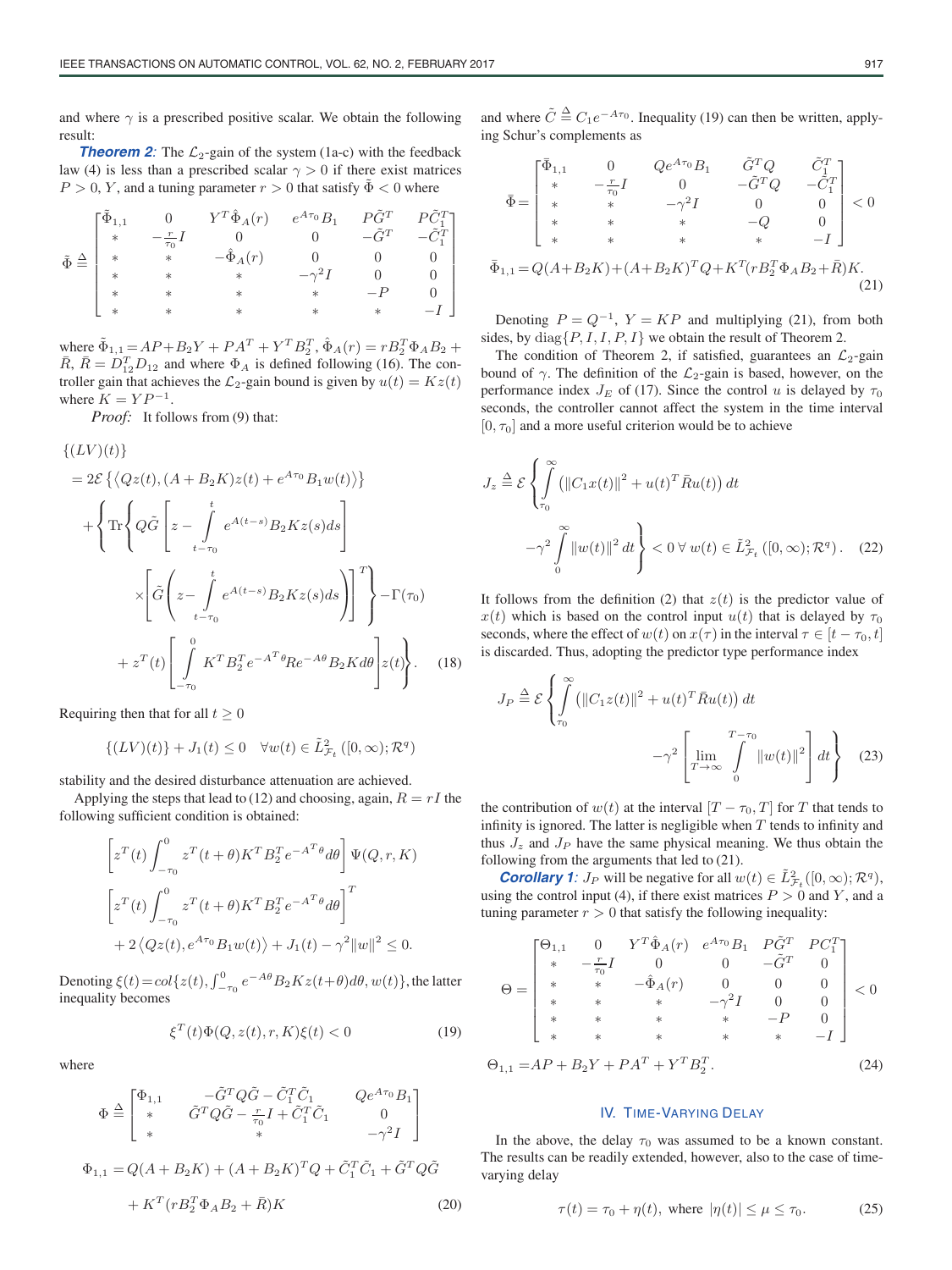and where $\gamma$ is a prescribed positive scalar. We obtain the following result:

***Theorem 2:*** The $\mathcal{L}_2$-gain of the system (1a-c) with the feedback law (4) is less than a prescribed scalar $\gamma > 0$ if there exist matrices $P > 0$, $Y$, and a tuning parameter $r > 0$ that satisfy $\tilde{\Phi} < 0$ where

$$\tilde{\Phi} \triangleq \begin{bmatrix} \tilde{\Phi}_{1,1} & 0 & Y^T\hat{\Phi}_A(r) & e^{A\tau_0}B_1 & P\tilde{G}^T & P\tilde{C}_1^T \\ * & -\frac{r}{\tau_0}I & 0 & 0 & -\tilde{G}^T & -\tilde{C}_1^T \\ * & * & -\hat{\Phi}_A(r) & 0 & 0 & 0 \\ * & * & * & -\gamma^2 I & 0 & 0 \\ * & * & * & * & -P & 0 \\ * & * & * & * & * & -I \end{bmatrix}$$

where $\tilde{\Phi}_{1,1} = AP + B_2Y + PA^T + Y^TB_2^T$, $\hat{\Phi}_A(r) = rB_2^T\Phi_AB_2 + \bar{R}$, $\bar{R} = D_{12}^TD_{12}$ and where $\Phi_A$ is defined following (16). The controller gain that achieves the $\mathcal{L}_2$-gain bound is given by $u(t) = Kz(t)$ where $K = YP^{-1}$.

*Proof:* It follows from (9) that:

$$\begin{aligned}
&\{(LV)(t)\} \\
&= 2\mathcal{E}\left\{\langle Qz(t), (A+B_2K)z(t) + e^{A\tau_0}B_1w(t)\rangle\right\} \\
&\quad + \Bigg\{\mathrm{Tr}\Bigg\{Q\tilde{G}\left[z - \int_{t-\tau_0}^{t} e^{A(t-s)}B_2Kz(s)ds\right] \\
&\qquad \times \left[\tilde{G}\left(z - \int_{t-\tau_0}^{t} e^{A(t-s)}B_2Kz(s)ds\right)\right]^T\Bigg\} - \Gamma(\tau_0) \\
&\quad + z^T(t)\left[\int_{-\tau_0}^{0} K^TB_2^Te^{-A^T\theta}Re^{-A\theta}B_2Kd\theta\right]z(t)\Bigg\}. \qquad (18)
\end{aligned}$$

Requiring then that for all $t \geq 0$

$$\{(LV)(t)\} + J_1(t) \leq 0 \quad \forall w(t) \in \tilde{L}^2_{\mathcal{F}_t}\left([0,\infty);\mathcal{R}^q\right)$$

stability and the desired disturbance attenuation are achieved.

Applying the steps that lead to (12) and choosing, again, $R = rI$ the following sufficient condition is obtained:

$$\begin{aligned}
&\left[z^T(t)\int_{-\tau_0}^{0} z^T(t+\theta)K^TB_2^Te^{-A^T\theta}d\theta\right]\Psi(Q,r,K) \\
&\left[z^T(t)\int_{-\tau_0}^{0} z^T(t+\theta)K^TB_2^Te^{-A^T\theta}d\theta\right]^T \\
&\quad + 2\langle Qz(t), e^{A\tau_0}B_1w(t)\rangle + J_1(t) - \gamma^2\|w\|^2 \leq 0.
\end{aligned}$$

Denoting $\xi(t) = col\{z(t), \int_{-\tau_0}^{0} e^{-A\theta}B_2Kz(t+\theta)d\theta, w(t)\}$, the latter inequality becomes

$$\xi^T(t)\Phi(Q,z(t),r,K)\xi(t) < 0 \qquad (19)$$

where

$$\Phi \triangleq \begin{bmatrix} \Phi_{1,1} & -\tilde{G}^TQ\tilde{G} - \tilde{C}_1^T\tilde{C}_1 & Qe^{A\tau_0}B_1 \\ * & \tilde{G}^TQ\tilde{G} - \frac{r}{\tau_0}I + \tilde{C}_1^T\tilde{C}_1 & 0 \\ * & * & -\gamma^2 I \end{bmatrix}$$

$$\begin{aligned}
\Phi_{1,1} &= Q(A+B_2K) + (A+B_2K)^TQ + \tilde{C}_1^T\tilde{C}_1 + \tilde{G}^TQ\tilde{G} \\
&\quad + K^T(rB_2^T\Phi_AB_2 + \bar{R})K \qquad (20)
\end{aligned}$$

and where $\tilde{C} \triangleq C_1e^{-A\tau_0}$. Inequality (19) can then be written, applying Schur's complements as

$$\bar{\Phi} = \begin{bmatrix} \bar{\Phi}_{1,1} & 0 & Qe^{A\tau_0}B_1 & \tilde{G}^TQ & \tilde{C}_1^T \\ * & -\frac{r}{\tau_0}I & 0 & -\tilde{G}^TQ & -\tilde{C}_1^T \\ * & * & -\gamma^2 I & 0 & 0 \\ * & * & * & -Q & 0 \\ * & * & * & * & -I \end{bmatrix} < 0$$

$$\bar{\Phi}_{1,1} = Q(A+B_2K) + (A+B_2K)^TQ + K^T(rB_2^T\Phi_AB_2 + \bar{R})K. \qquad (21)$$

Denoting $P = Q^{-1}$, $Y = KP$ and multiplying (21), from both sides, by $\mathrm{diag}\{P, I, I, P, I\}$ we obtain the result of Theorem 2.

The condition of Theorem 2, if satisfied, guarantees an $\mathcal{L}_2$-gain bound of $\gamma$. The definition of the $\mathcal{L}_2$-gain is based, however, on the performance index $J_E$ of (17). Since the control $u$ is delayed by $\tau_0$ seconds, the controller cannot affect the system in the time interval $[0, \tau_0]$ and a more useful criterion would be to achieve

$$\begin{aligned}
J_z \triangleq \mathcal{E}\Bigg\{&\int_{\tau_0}^{\infty}\left(\|C_1x(t)\|^2 + u(t)^T\bar{R}u(t)\right)dt \\
&-\gamma^2\int_{0}^{\infty}\|w(t)\|^2dt\Bigg\} < 0 \;\forall\; w(t) \in \tilde{L}^2_{\mathcal{F}_t}\left([0,\infty);\mathcal{R}^q\right). \qquad (22)
\end{aligned}$$

It follows from the definition (2) that $z(t)$ is the predictor value of $x(t)$ which is based on the control input $u(t)$ that is delayed by $\tau_0$ seconds, where the effect of $w(t)$ on $x(\tau)$ in the interval $\tau \in [t-\tau_0, t]$ is discarded. Thus, adopting the predictor type performance index

$$\begin{aligned}
J_P \triangleq \mathcal{E}\Bigg\{&\int_{\tau_0}^{\infty}\left(\|C_1z(t)\|^2 + u(t)^T\bar{R}u(t)\right)dt \\
&-\gamma^2\left[\lim_{T\to\infty}\int_{0}^{T-\tau_0}\|w(t)\|^2\right]dt\Bigg\} \qquad (23)
\end{aligned}$$

the contribution of $w(t)$ at the interval $[T-\tau_0, T]$ for $T$ that tends to infinity is ignored. The latter is negligible when $T$ tends to infinity and thus $J_z$ and $J_P$ have the same physical meaning. We thus obtain the following from the arguments that led to (21).

***Corollary 1:*** $J_P$ will be negative for all $w(t) \in \tilde{L}^2_{\mathcal{F}_t}([0,\infty);\mathcal{R}^q)$, using the control input (4), if there exist matrices $P > 0$ and $Y$, and a tuning parameter $r > 0$ that satisfy the following inequality:

$$\Theta = \begin{bmatrix} \Theta_{1,1} & 0 & Y^T\hat{\Phi}_A(r) & e^{A\tau_0}B_1 & P\tilde{G}^T & PC_1^T \\ * & -\frac{r}{\tau_0}I & 0 & 0 & -\tilde{G}^T & 0 \\ * & * & -\hat{\Phi}_A(r) & 0 & 0 & 0 \\ * & * & * & -\gamma^2 I & 0 & 0 \\ * & * & * & * & -P & 0 \\ * & * & * & * & * & -I \end{bmatrix} < 0$$

$$\Theta_{1,1} = AP + B_2Y + PA^T + Y^TB_2^T. \qquad (24)$$

## IV. Time-Varying Delay

In the above, the delay $\tau_0$ was assumed to be a known constant. The results can be readily extended, however, also to the case of time-varying delay

$$\tau(t) = \tau_0 + \eta(t), \text{ where } |\eta(t)| \leq \mu \leq \tau_0. \qquad (25)$$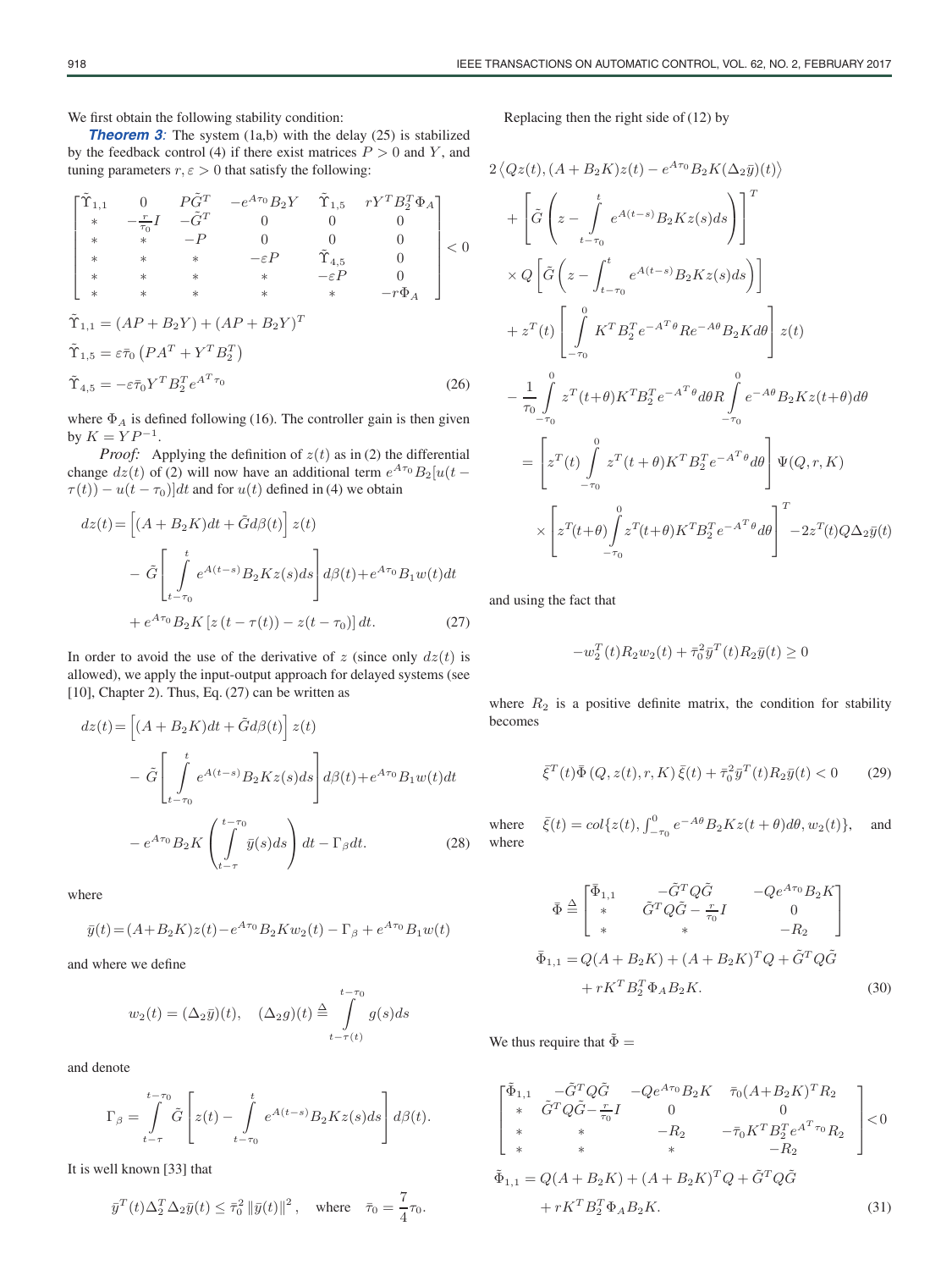We first obtain the following stability condition:

***Theorem 3:*** The system (1a,b) with the delay (25) is stabilized by the feedback control (4) if there exist matrices $P > 0$ and $Y$, and tuning parameters $r, \varepsilon > 0$ that satisfy the following:

$$
\begin{bmatrix}
\tilde{\Upsilon}_{1,1} & 0 & P\tilde{G}^T & -e^{A\tau_0}B_2 Y & \tilde{\Upsilon}_{1,5} & rY^T B_2^T \Phi_A \\
* & -\frac{r}{\tau_0} I & -\tilde{G}^T & 0 & 0 & 0 \\
* & * & -P & 0 & 0 & 0 \\
* & * & * & -\varepsilon P & \tilde{\Upsilon}_{4,5} & 0 \\
* & * & * & * & -\varepsilon P & 0 \\
* & * & * & * & * & -r\Phi_A
\end{bmatrix} < 0
$$

$$
\begin{aligned}
\tilde{\Upsilon}_{1,1} &= (AP + B_2 Y) + (AP + B_2 Y)^T \\
\tilde{\Upsilon}_{1,5} &= \varepsilon \bar{\tau}_0 \left(PA^T + Y^T B_2^T\right) \\
\tilde{\Upsilon}_{4,5} &= -\varepsilon \bar{\tau}_0 Y^T B_2^T e^{A^T \tau_0}
\end{aligned} \tag{26}
$$

where $\Phi_A$ is defined following (16). The controller gain is then given by $K = YP^{-1}$.

*Proof:* Applying the definition of $z(t)$ as in (2) the differential change $dz(t)$ of (2) will now have an additional term $e^{A\tau_0}B_2[u(t-\tau(t)) - u(t-\tau_0)]dt$ and for $u(t)$ defined in (4) we obtain

$$
\begin{aligned}
dz(t) =& \left[(A + B_2 K)dt + \tilde{G}d\beta(t)\right] z(t) \\
&- \tilde{G}\left[\int_{t-\tau_0}^{t} e^{A(t-s)} B_2 K z(s) ds\right] d\beta(t) + e^{A\tau_0} B_1 w(t) dt \\
&+ e^{A\tau_0} B_2 K \left[z\left(t - \tau(t)\right) - z(t - \tau_0)\right] dt.
\end{aligned} \tag{27}
$$

In order to avoid the use of the derivative of $z$ (since only $dz(t)$ is allowed), we apply the input-output approach for delayed systems (see [10], Chapter 2). Thus, Eq. (27) can be written as

$$
\begin{aligned}
dz(t) =& \left[(A + B_2 K)dt + \tilde{G}d\beta(t)\right] z(t) \\
&- \tilde{G}\left[\int_{t-\tau_0}^{t} e^{A(t-s)} B_2 K z(s) ds\right] d\beta(t) + e^{A\tau_0} B_1 w(t) dt \\
&- e^{A\tau_0} B_2 K \left(\int_{t-\tau}^{t-\tau_0} \bar{y}(s) ds\right) dt - \Gamma_\beta dt.
\end{aligned} \tag{28}
$$

where

$$
\bar{y}(t) = (A + B_2 K)z(t) - e^{A\tau_0} B_2 K w_2(t) - \Gamma_\beta + e^{A\tau_0} B_1 w(t)
$$

and where we define

$$
w_2(t) = (\Delta_2 \bar{y})(t), \quad (\Delta_2 g)(t) \triangleq \int_{t-\tau(t)}^{t-\tau_0} g(s) ds
$$

and denote

$$
\Gamma_\beta = \int_{t-\tau}^{t-\tau_0} \tilde{G}\left[z(t) - \int_{t-\tau_0}^{t} e^{A(t-s)} B_2 K z(s) ds\right] d\beta(t).
$$

It is well known [33] that

$$
\bar{y}^T(t) \Delta_2^T \Delta_2 \bar{y}(t) \le \bar{\tau}_0^2 \left\|\bar{y}(t)\right\|^2, \quad \text{where} \quad \bar{\tau}_0 = \frac{7}{4}\tau_0.
$$

Replacing then the right side of (12) by

$$
\begin{aligned}
& 2\left\langle Qz(t), (A + B_2 K)z(t) - e^{A\tau_0} B_2 K (\Delta_2 \bar{y})(t)\right\rangle \\
&+ \left[\tilde{G}\left(z - \int_{t-\tau_0}^{t} e^{A(t-s)} B_2 K z(s) ds\right)\right]^T \\
&\times Q\left[\tilde{G}\left(z - \int_{t-\tau_0}^{t} e^{A(t-s)} B_2 K z(s) ds\right)\right] \\
&+ z^T(t)\left[\int_{-\tau_0}^{0} K^T B_2^T e^{-A^T\theta} R e^{-A\theta} B_2 K d\theta\right] z(t) \\
&- \frac{1}{\tau_0}\int_{-\tau_0}^{0} z^T(t+\theta) K^T B_2^T e^{-A^T\theta} d\theta R \int_{-\tau_0}^{0} e^{-A\theta} B_2 K z(t+\theta) d\theta \\
&= \left[z^T(t) \int_{-\tau_0}^{0} z^T(t+\theta) K^T B_2^T e^{-A^T\theta} d\theta\right] \Psi(Q, r, K) \\
&\quad \times \left[z^T(t+\theta) \int_{-\tau_0}^{0} z^T(t+\theta) K^T B_2^T e^{-A^T\theta} d\theta\right]^T - 2z^T(t) Q \Delta_2 \bar{y}(t)
\end{aligned}
$$

and using the fact that

$$
-w_2^T(t) R_2 w_2(t) + \bar{\tau}_0^2 \bar{y}^T(t) R_2 \bar{y}(t) \ge 0
$$

where $R_2$ is a positive definite matrix, the condition for stability becomes

$$
\bar{\xi}^T(t) \bar{\Phi}\left(Q, z(t), r, K\right) \bar{\xi}(t) + \bar{\tau}_0^2 \bar{y}^T(t) R_2 \bar{y}(t) < 0 \tag{29}
$$

where $\bar{\xi}(t) = col\{z(t), \int_{-\tau_0}^{0} e^{-A\theta} B_2 K z(t+\theta) d\theta, w_2(t)\}$, and where

$$
\bar{\Phi} \triangleq \begin{bmatrix}
\bar{\Phi}_{1,1} & -\tilde{G}^T Q \tilde{G} & -Q e^{A\tau_0} B_2 K \\
* & \tilde{G}^T Q \tilde{G} - \frac{r}{\tau_0} I & 0 \\
* & * & -R_2
\end{bmatrix}
$$

$$
\begin{aligned}
\bar{\Phi}_{1,1} =& Q(A + B_2 K) + (A + B_2 K)^T Q + \tilde{G}^T Q \tilde{G} \\
&+ r K^T B_2^T \Phi_A B_2 K.
\end{aligned} \tag{30}
$$

We thus require that $\tilde{\Phi} =$

$$
\begin{bmatrix}
\tilde{\Phi}_{1,1} & -\tilde{G}^T Q \tilde{G} & -Q e^{A\tau_0} B_2 K & \bar{\tau}_0 (A + B_2 K)^T R_2 \\
* & \tilde{G}^T Q \tilde{G} - \frac{r}{\tau_0} I & 0 & 0 \\
* & * & -R_2 & -\bar{\tau}_0 K^T B_2^T e^{A^T \tau_0} R_2 \\
* & * & * & -R_2
\end{bmatrix} < 0
$$

$$
\begin{aligned}
\tilde{\Phi}_{1,1} =& Q(A + B_2 K) + (A + B_2 K)^T Q + \tilde{G}^T Q \tilde{G} \\
&+ r K^T B_2^T \Phi_A B_2 K.
\end{aligned} \tag{31}
$$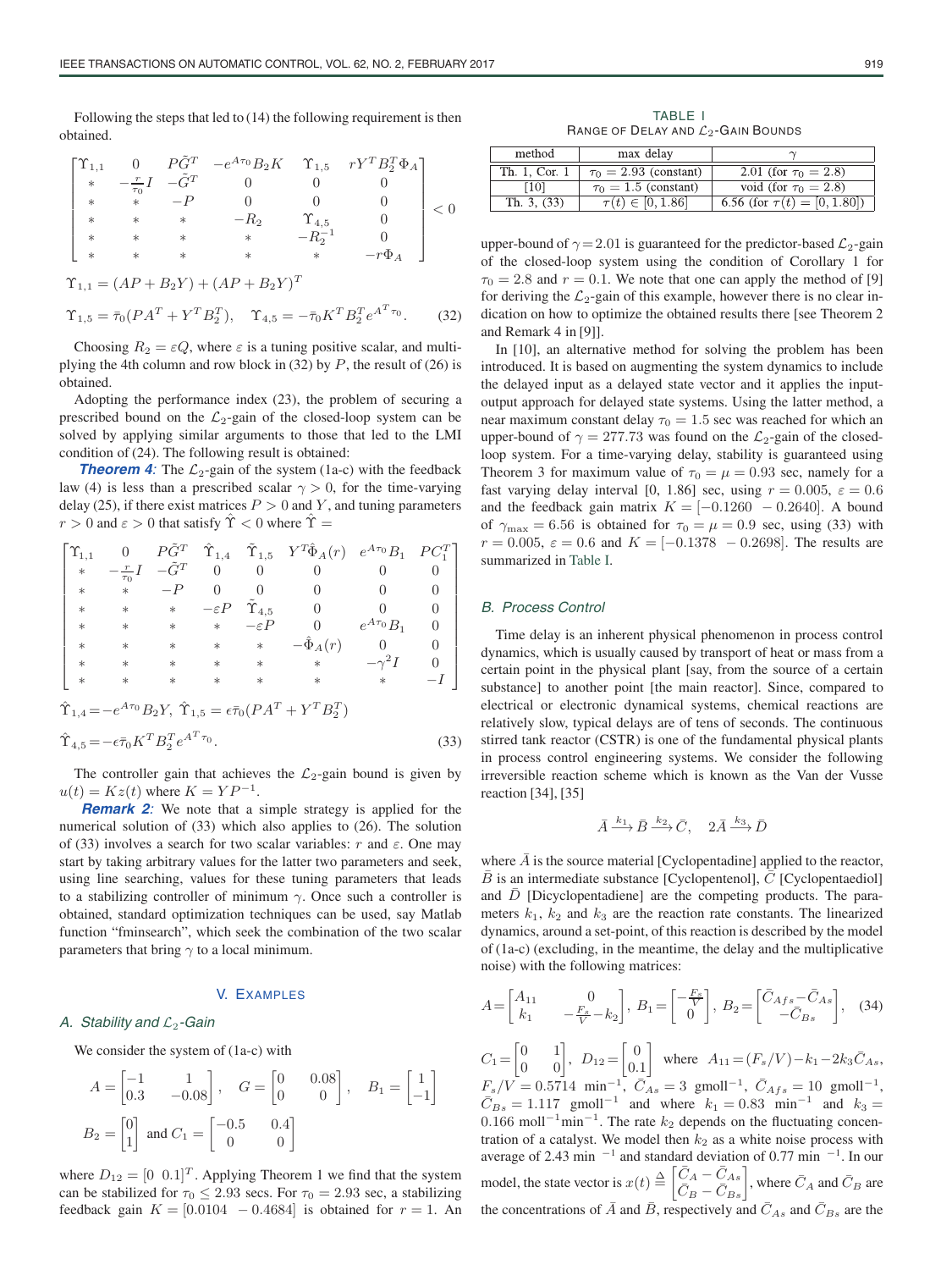Following the steps that led to (14) the following requirement is then obtained.

$$\begin{bmatrix} \Upsilon_{1,1} & 0 & P\tilde{G}^T & -e^{A\tau_0}B_2K & \Upsilon_{1,5} & rY^TB_2^T\Phi_A \\ * & -\frac{r}{\tau_0}I & -\tilde{G}^T & 0 & 0 & 0 \\ * & * & -P & 0 & 0 & 0 \\ * & * & * & -R_2 & \Upsilon_{4,5} & 0 \\ * & * & * & * & -R_2^{-1} & 0 \\ * & * & * & * & * & -r\Phi_A \end{bmatrix} < 0$$

$$\Upsilon_{1,1} = (AP + B_2Y) + (AP + B_2Y)^T$$

$$\Upsilon_{1,5} = \bar{\tau}_0(PA^T + Y^TB_2^T), \quad \Upsilon_{4,5} = -\bar{\tau}_0K^TB_2^Te^{A^T\tau_0}. \tag{32}$$

Choosing $R_2 = \varepsilon Q$, where $\varepsilon$ is a tuning positive scalar, and multiplying the 4th column and row block in (32) by $P$, the result of (26) is obtained.

Adopting the performance index (23), the problem of securing a prescribed bound on the $\mathcal{L}_2$-gain of the closed-loop system can be solved by applying similar arguments to those that led to the LMI condition of (24). The following result is obtained:

***Theorem 4:*** The $\mathcal{L}_2$-gain of the system (1a-c) with the feedback law (4) is less than a prescribed scalar $\gamma > 0$, for the time-varying delay (25), if there exist matrices $P > 0$ and $Y$, and tuning parameters $r > 0$ and $\varepsilon > 0$ that satisfy $\hat{\Upsilon} < 0$ where $\hat{\Upsilon} =$

$$\begin{bmatrix} \Upsilon_{1,1} & 0 & P\tilde{G}^T & \hat{\Upsilon}_{1,4} & \tilde{\Upsilon}_{1,5} & Y^T\hat{\Phi}_A(r) & e^{A\tau_0}B_1 & PC_1^T \\ * & -\frac{r}{\tau_0}I & -\tilde{G}^T & 0 & 0 & 0 & 0 & 0 \\ * & * & -P & 0 & 0 & 0 & 0 & 0 \\ * & * & * & -\varepsilon P & \tilde{\Upsilon}_{4,5} & 0 & 0 & 0 \\ * & * & * & * & -\varepsilon P & 0 & e^{A\tau_0}B_1 & 0 \\ * & * & * & * & * & -\hat{\Phi}_A(r) & 0 & 0 \\ * & * & * & * & * & * & -\gamma^2I & 0 \\ * & * & * & * & * & * & * & -I \end{bmatrix}$$

$$\hat{\Upsilon}_{1,4} = -e^{A\tau_0}B_2Y, \ \hat{\Upsilon}_{1,5} = \epsilon\bar{\tau}_0(PA^T + Y^TB_2^T)$$

$$\hat{\Upsilon}_{4,5} = -\epsilon\bar{\tau}_0K^TB_2^Te^{A^T\tau_0}. \tag{33}$$

The controller gain that achieves the $\mathcal{L}_2$-gain bound is given by $u(t) = Kz(t)$ where $K = YP^{-1}$.

***Remark 2:*** We note that a simple strategy is applied for the numerical solution of (33) which also applies to (26). The solution of (33) involves a search for two scalar variables: $r$ and $\varepsilon$. One may start by taking arbitrary values for the latter two parameters and seek, using line searching, values for these tuning parameters that leads to a stabilizing controller of minimum $\gamma$. Once such a controller is obtained, standard optimization techniques can be used, say Matlab function "fminsearch", which seek the combination of the two scalar parameters that bring $\gamma$ to a local minimum.

## V. Examples

### A. Stability and $\mathcal{L}_2$-Gain

We consider the system of (1a-c) with

$$A = \begin{bmatrix} -1 & 1 \\ 0.3 & -0.08 \end{bmatrix}, \quad G = \begin{bmatrix} 0 & 0.08 \\ 0 & 0 \end{bmatrix}, \quad B_1 = \begin{bmatrix} 1 \\ -1 \end{bmatrix}$$

$$B_2 = \begin{bmatrix} 0 \\ 1 \end{bmatrix} \text{ and } C_1 = \begin{bmatrix} -0.5 & 0.4 \\ 0 & 0 \end{bmatrix}$$

where $D_{12} = [0 \ \ 0.1]^T$. Applying Theorem 1 we find that the system can be stabilized for $\tau_0 \le 2.93$ secs. For $\tau_0 = 2.93$ sec, a stabilizing feedback gain $K = [0.0104 \ \ -0.4684]$ is obtained for $r = 1$. An upper-bound of $\gamma = 2.01$ is guaranteed for the predictor-based $\mathcal{L}_2$-gain of the closed-loop system using the condition of Corollary 1 for $\tau_0 = 2.8$ and $r = 0.1$. We note that one can apply the method of [9] for deriving the $\mathcal{L}_2$-gain of this example, however there is no clear indication on how to optimize the obtained results there [see Theorem 2 and Remark 4 in [9]].

TABLE I
Range of Delay and $\mathcal{L}_2$-Gain Bounds

| method | max delay | $\gamma$ |
|---|---|---|
| Th. 1, Cor. 1 | $\tau_0 = 2.93$ (constant) | 2.01 (for $\tau_0 = 2.8$) |
| [10] | $\tau_0 = 1.5$ (constant) | void (for $\tau_0 = 2.8$) |
| Th. 3, (33) | $\tau(t) \in [0, 1.86]$ | 6.56 (for $\tau(t) = [0, 1.80]$) |

In [10], an alternative method for solving the problem has been introduced. It is based on augmenting the system dynamics to include the delayed input as a delayed state vector and it applies the input-output approach for delayed state systems. Using the latter method, a near maximum constant delay $\tau_0 = 1.5$ sec was reached for which an upper-bound of $\gamma = 277.73$ was found on the $\mathcal{L}_2$-gain of the closed-loop system. For a time-varying delay, stability is guaranteed using Theorem 3 for maximum value of $\tau_0 = \mu = 0.93$ sec, namely for a fast varying delay interval [0, 1.86] sec, using $r = 0.005$, $\varepsilon = 0.6$ and the feedback gain matrix $K = [-0.1260 \ \ -0.2640]$. A bound of $\gamma_{\max} = 6.56$ is obtained for $\tau_0 = \mu = 0.9$ sec, using (33) with $r = 0.005$, $\varepsilon = 0.6$ and $K = [-0.1378 \ \ -0.2698]$. The results are summarized in Table I.

### B. Process Control

Time delay is an inherent physical phenomenon in process control dynamics, which is usually caused by transport of heat or mass from a certain point in the physical plant [say, from the source of a certain substance] to another point [the main reactor]. Since, compared to electrical or electronic dynamical systems, chemical reactions are relatively slow, typical delays are of tens of seconds. The continuous stirred tank reactor (CSTR) is one of the fundamental physical plants in process control engineering systems. We consider the following irreversible reaction scheme which is known as the Van der Vusse reaction [34], [35]

$$\bar{A} \xrightarrow{k_1} \bar{B} \xrightarrow{k_2} \bar{C}, \quad 2\bar{A} \xrightarrow{k_3} \bar{D}$$

where $\bar{A}$ is the source material [Cyclopentadine] applied to the reactor, $\bar{B}$ is an intermediate substance [Cyclopentenol], $\bar{C}$ [Cyclopentaediol] and $\bar{D}$ [Dicyclopentadiene] are the competing products. The parameters $k_1$, $k_2$ and $k_3$ are the reaction rate constants. The linearized dynamics, around a set-point, of this reaction is described by the model of (1a-c) (excluding, in the meantime, the delay and the multiplicative noise) with the following matrices:

$$A = \begin{bmatrix} A_{11} & 0 \\ k_1 & -\frac{F_s}{V} - k_2 \end{bmatrix}, \ B_1 = \begin{bmatrix} -\frac{F_s}{V} \\ 0 \end{bmatrix}, \ B_2 = \begin{bmatrix} \bar{C}_{Afs} - \bar{C}_{As} \\ -\bar{C}_{Bs} \end{bmatrix}, \tag{34}$$

$C_1 = \begin{bmatrix} 0 & 1 \\ 0 & 0 \end{bmatrix}$, $D_{12} = \begin{bmatrix} 0 \\ 0.1 \end{bmatrix}$ where $A_{11} = (F_s/V) - k_1 - 2k_3\bar{C}_{As}$, $F_s/V = 0.5714 \ \text{min}^{-1}$, $\bar{C}_{As} = 3 \ \text{gmoll}^{-1}$, $\bar{C}_{Afs} = 10 \ \text{gmoll}^{-1}$, $\bar{C}_{Bs} = 1.117 \ \text{gmoll}^{-1}$ and where $k_1 = 0.83 \ \text{min}^{-1}$ and $k_3 = 0.166 \ \text{moll}^{-1}\text{min}^{-1}$. The rate $k_2$ depends on the fluctuating concentration of a catalyst. We model then $k_2$ as a white noise process with average of 2.43 min $^{-1}$ and standard deviation of 0.77 min $^{-1}$. In our model, the state vector is $x(t) \triangleq \begin{bmatrix} \bar{C}_A - \bar{C}_{As} \\ \bar{C}_B - \bar{C}_{Bs} \end{bmatrix}$, where $\bar{C}_A$ and $\bar{C}_B$ are the concentrations of $\bar{A}$ and $\bar{B}$, respectively and $\bar{C}_{As}$ and $\bar{C}_{Bs}$ are the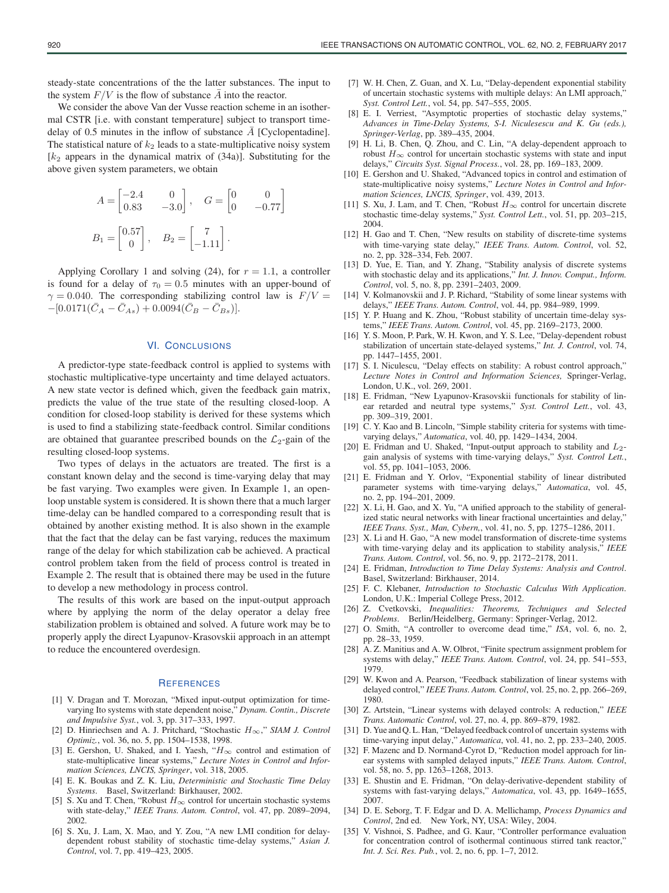steady-state concentrations of the the latter substances. The input to the system $F/V$ is the flow of substance $\bar{A}$ into the reactor.

We consider the above Van der Vusse reaction scheme in an isothermal CSTR [i.e. with constant temperature] subject to transport time-delay of 0.5 minutes in the inflow of substance $\bar{A}$ [Cyclopentadine]. The statistical nature of $k_2$ leads to a state-multiplicative noisy system [$k_2$ appears in the dynamical matrix of (34a)]. Substituting for the above given system parameters, we obtain

$$A = \begin{bmatrix} -2.4 & 0 \\ 0.83 & -3.0 \end{bmatrix}, \quad G = \begin{bmatrix} 0 & 0 \\ 0 & -0.77 \end{bmatrix}$$

$$B_1 = \begin{bmatrix} 0.57 \\ 0 \end{bmatrix}, \quad B_2 = \begin{bmatrix} 7 \\ -1.11 \end{bmatrix}.$$

Applying Corollary 1 and solving (24), for $r = 1.1$, a controller is found for a delay of $\tau_0 = 0.5$ minutes with an upper-bound of $\gamma = 0.040$. The corresponding stabilizing control law is $F/V = -[0.0171(\bar{C}_A - \bar{C}_{As}) + 0.0094(\bar{C}_B - \bar{C}_{Bs})]$.

## VI. Conclusions

A predictor-type state-feedback control is applied to systems with stochastic multiplicative-type uncertainty and time delayed actuators. A new state vector is defined which, given the feedback gain matrix, predicts the value of the true state of the resulting closed-loop. A condition for closed-loop stability is derived for these systems which is used to find a stabilizing state-feedback control. Similar conditions are obtained that guarantee prescribed bounds on the $\mathcal{L}_2$-gain of the resulting closed-loop systems.

Two types of delays in the actuators are treated. The first is a constant known delay and the second is time-varying delay that may be fast varying. Two examples were given. In Example 1, an open-loop unstable system is considered. It is shown there that a much larger time-delay can be handled compared to a corresponding result that is obtained by another existing method. It is also shown in the example that the fact that the delay can be fast varying, reduces the maximum range of the delay for which stabilization cab be achieved. A practical control problem taken from the field of process control is treated in Example 2. The result that is obtained there may be used in the future to develop a new methodology in process control.

The results of this work are based on the input-output approach where by applying the norm of the delay operator a delay free stabilization problem is obtained and solved. A future work may be to properly apply the direct Lyapunov-Krasovskii approach in an attempt to reduce the encountered overdesign.

## References

[1] V. Dragan and T. Morozan, "Mixed input-output optimization for time-varying Ito systems with state dependent noise," *Dynam. Contin., Discrete and Impulsive Syst.*, vol. 3, pp. 317–333, 1997.

[2] D. Hinriechsen and A. J. Pritchard, "Stochastic $H_\infty$," *SIAM J. Control Optimiz.*, vol. 36, no. 5, pp. 1504–1538, 1998.

[3] E. Gershon, U. Shaked, and I. Yaesh, "$H_\infty$ control and estimation of state-multiplicative linear systems," *Lecture Notes in Control and Information Sciences, LNCIS, Springer*, vol. 318, 2005.

[4] E. K. Boukas and Z. K. Liu, *Deterministic and Stochastic Time Delay Systems*. Basel, Switzerland: Birkhauser, 2002.

[5] S. Xu and T. Chen, "Robust $H_\infty$ control for uncertain stochastic systems with state-delay," *IEEE Trans. Autom. Control*, vol. 47, pp. 2089–2094, 2002.

[6] S. Xu, J. Lam, X. Mao, and Y. Zou, "A new LMI condition for delay-dependent robust stability of stochastic time-delay systems," *Asian J. Control*, vol. 7, pp. 419–423, 2005.

[7] W. H. Chen, Z. Guan, and X. Lu, "Delay-dependent exponential stability of uncertain stochastic systems with multiple delays: An LMI approach," *Syst. Control Lett.*, vol. 54, pp. 547–555, 2005.

[8] E. I. Verriest, "Asymptotic properties of stochastic delay systems," *Advances in Time-Delay Systems, S-I. Niculesescu and K. Gu (eds.), Springer-Verlag*, pp. 389–435, 2004.

[9] H. Li, B. Chen, Q. Zhou, and C. Lin, "A delay-dependent approach to robust $H_\infty$ control for uncertain stochastic systems with state and input delays," *Circuits Syst. Signal Process.*, vol. 28, pp. 169–183, 2009.

[10] E. Gershon and U. Shaked, "Advanced topics in control and estimation of state-multiplicative noisy systems," *Lecture Notes in Control and Information Sciences, LNCIS, Springer*, vol. 439, 2013.

[11] S. Xu, J. Lam, and T. Chen, "Robust $H_\infty$ control for uncertain discrete stochastic time-delay systems," *Syst. Control Lett.*, vol. 51, pp. 203–215, 2004.

[12] H. Gao and T. Chen, "New results on stability of discrete-time systems with time-varying state delay," *IEEE Trans. Autom. Control*, vol. 52, no. 2, pp. 328–334, Feb. 2007.

[13] D. Yue, E. Tian, and Y. Zhang, "Stability analysis of discrete systems with stochastic delay and its applications," *Int. J. Innov. Comput., Inform. Control*, vol. 5, no. 8, pp. 2391–2403, 2009.

[14] V. Kolmanovskii and J. P. Richard, "Stability of some linear systems with delays," *IEEE Trans. Autom. Control*, vol. 44, pp. 984–989, 1999.

[15] Y. P. Huang and K. Zhou, "Robust stability of uncertain time-delay systems," *IEEE Trans. Autom. Control*, vol. 45, pp. 2169–2173, 2000.

[16] Y. S. Moon, P. Park, W. H. Kwon, and Y. S. Lee, "Delay-dependent robust stabilization of uncertain state-delayed systems," *Int. J. Control*, vol. 74, pp. 1447–1455, 2001.

[17] S. I. Niculescu, "Delay effects on stability: A robust control approach," *Lecture Notes in Control and Information Sciences,* Springer-Verlag, London, U.K., vol. 269, 2001.

[18] E. Fridman, "New Lyapunov-Krasovskii functionals for stability of linear retarded and neutral type systems," *Syst. Control Lett.*, vol. 43, pp. 309–319, 2001.

[19] C. Y. Kao and B. Lincoln, "Simple stability criteria for systems with time-varying delays," *Automatica*, vol. 40, pp. 1429–1434, 2004.

[20] E. Fridman and U. Shaked, "Input-output approach to stability and $L_2$-gain analysis of systems with time-varying delays," *Syst. Control Lett.*, vol. 55, pp. 1041–1053, 2006.

[21] E. Fridman and Y. Orlov, "Exponential stability of linear distributed parameter systems with time-varying delays," *Automatica*, vol. 45, no. 2, pp. 194–201, 2009.

[22] X. Li, H. Gao, and X. Yu, "A unified approach to the stability of generalized static neural networks with linear fractional uncertainties and delay," *IEEE Trans. Syst., Man, Cybern,*, vol. 41, no. 5, pp. 1275–1286, 2011.

[23] X. Li and H. Gao, "A new model transformation of discrete-time systems with time-varying delay and its application to stability analysis," *IEEE Trans. Autom. Control*, vol. 56, no. 9, pp. 2172–2178, 2011.

[24] E. Fridman, *Introduction to Time Delay Systems: Analysis and Control*. Basel, Switzerland: Birkhauser, 2014.

[25] F. C. Klebaner, *Introduction to Stochastic Calculus With Application*. London, U.K.: Imperial College Press, 2012.

[26] Z. Cvetkovski, *Inequalities: Theorems, Techniques and Selected Problems*. Berlin/Heidelberg, Germany: Springer-Verlag, 2012.

[27] O. Smith, "A controller to overcome dead time," *ISA*, vol. 6, no. 2, pp. 28–33, 1959.

[28] A. Z. Manitius and A. W. Olbrot, "Finite spectrum assignment problem for systems with delay," *IEEE Trans. Autom. Control*, vol. 24, pp. 541–553, 1979.

[29] W. Kwon and A. Pearson, "Feedback stabilization of linear systems with delayed control," *IEEE Trans. Autom. Control*, vol. 25, no. 2, pp. 266–269, 1980.

[30] Z. Artstein, "Linear systems with delayed controls: A reduction," *IEEE Trans. Automatic Control*, vol. 27, no. 4, pp. 869–879, 1982.

[31] D. Yue and Q. L. Han, "Delayed feedback control of uncertain systems with time-varying input delay," *Automatica*, vol. 41, no. 2, pp. 233–240, 2005.

[32] F. Mazenc and D. Normand-Cyrot D, "Reduction model approach for linear systems with sampled delayed inputs," *IEEE Trans. Autom. Control*, vol. 58, no. 5, pp. 1263–1268, 2013.

[33] E. Shustin and E. Fridman, "On delay-derivative-dependent stability of systems with fast-varying delays," *Automatica*, vol. 43, pp. 1649–1655, 2007.

[34] D. E. Seborg, T. F. Edgar and D. A. Mellichamp, *Process Dynamics and Control*, 2nd ed. New York, NY, USA: Wiley, 2004.

[35] V. Vishnoi, S. Padhee, and G. Kaur, "Controller performance evaluation for concentration control of isothermal continuous stirred tank reactor," *Int. J. Sci. Res. Pub.*, vol. 2, no. 6, pp. 1–7, 2012.